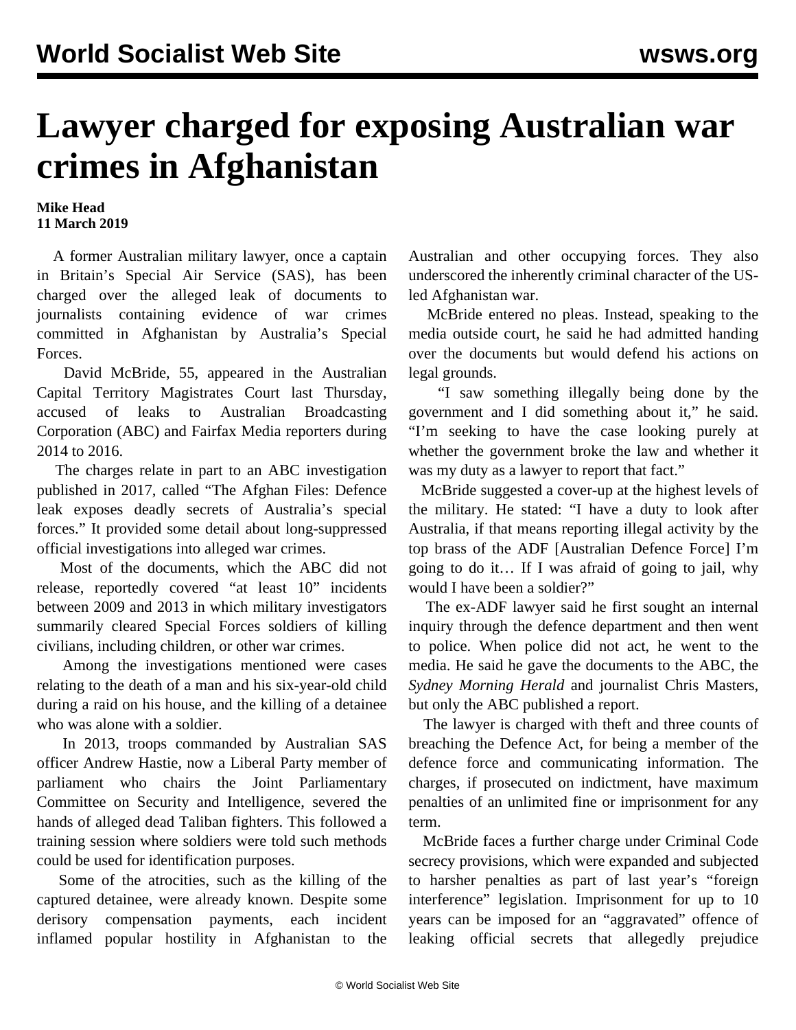# Lawyer charged for exposing Australian war crimes in Afghanistan

**Mike Head**
**11 March 2019**

A former Australian military lawyer, once a captain in Britain's Special Air Service (SAS), has been charged over the alleged leak of documents to journalists containing evidence of war crimes committed in Afghanistan by Australia's Special Forces.

David McBride, 55, appeared in the Australian Capital Territory Magistrates Court last Thursday, accused of leaks to Australian Broadcasting Corporation (ABC) and Fairfax Media reporters during 2014 to 2016.

The charges relate in part to an ABC investigation published in 2017, called "The Afghan Files: Defence leak exposes deadly secrets of Australia's special forces." It provided some detail about long-suppressed official investigations into alleged war crimes.

Most of the documents, which the ABC did not release, reportedly covered "at least 10" incidents between 2009 and 2013 in which military investigators summarily cleared Special Forces soldiers of killing civilians, including children, or other war crimes.

Among the investigations mentioned were cases relating to the death of a man and his six-year-old child during a raid on his house, and the killing of a detainee who was alone with a soldier.

In 2013, troops commanded by Australian SAS officer Andrew Hastie, now a Liberal Party member of parliament who chairs the Joint Parliamentary Committee on Security and Intelligence, severed the hands of alleged dead Taliban fighters. This followed a training session where soldiers were told such methods could be used for identification purposes.

Some of the atrocities, such as the killing of the captured detainee, were already known. Despite some derisory compensation payments, each incident inflamed popular hostility in Afghanistan to the Australian and other occupying forces. They also underscored the inherently criminal character of the US-led Afghanistan war.

McBride entered no pleas. Instead, speaking to the media outside court, he said he had admitted handing over the documents but would defend his actions on legal grounds.

"I saw something illegally being done by the government and I did something about it," he said. "I'm seeking to have the case looking purely at whether the government broke the law and whether it was my duty as a lawyer to report that fact."

McBride suggested a cover-up at the highest levels of the military. He stated: "I have a duty to look after Australia, if that means reporting illegal activity by the top brass of the ADF [Australian Defence Force] I'm going to do it… If I was afraid of going to jail, why would I have been a soldier?"

The ex-ADF lawyer said he first sought an internal inquiry through the defence department and then went to police. When police did not act, he went to the media. He said he gave the documents to the ABC, the *Sydney Morning Herald* and journalist Chris Masters, but only the ABC published a report.

The lawyer is charged with theft and three counts of breaching the Defence Act, for being a member of the defence force and communicating information. The charges, if prosecuted on indictment, have maximum penalties of an unlimited fine or imprisonment for any term.

McBride faces a further charge under Criminal Code secrecy provisions, which were expanded and subjected to harsher penalties as part of last year's "foreign interference" legislation. Imprisonment for up to 10 years can be imposed for an "aggravated" offence of leaking official secrets that allegedly prejudice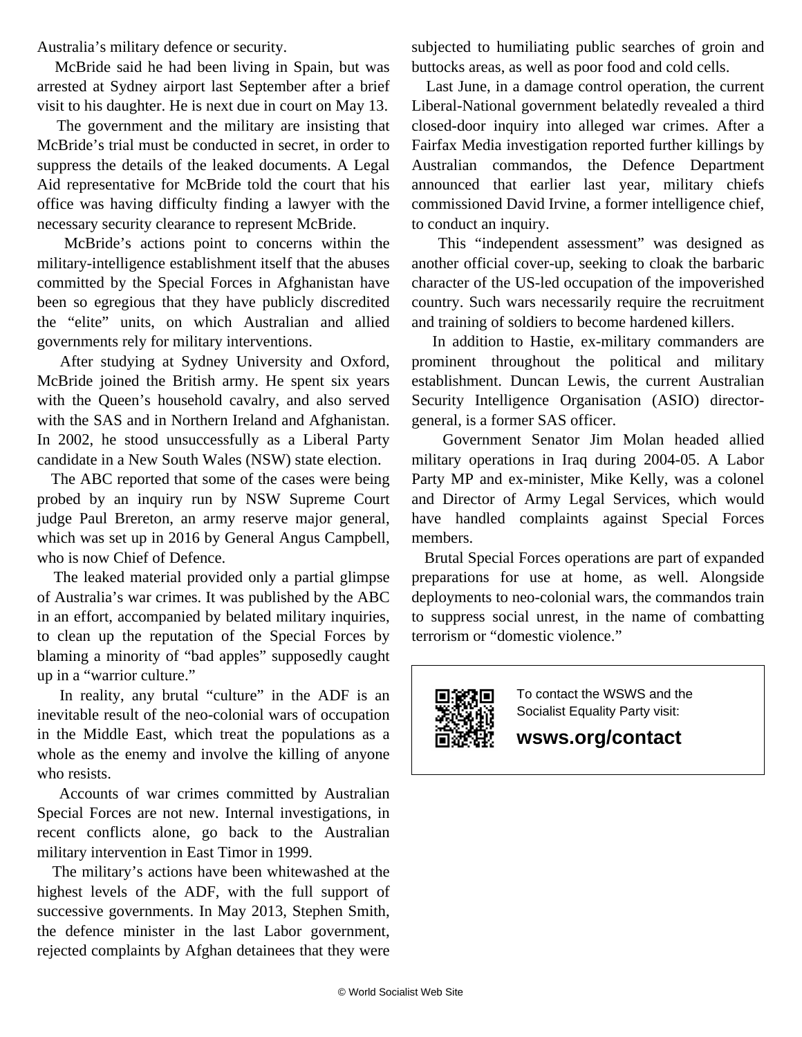Australia's military defence or security.

McBride said he had been living in Spain, but was arrested at Sydney airport last September after a brief visit to his daughter. He is next due in court on May 13.

The government and the military are insisting that McBride's trial must be conducted in secret, in order to suppress the details of the leaked documents. A Legal Aid representative for McBride told the court that his office was having difficulty finding a lawyer with the necessary security clearance to represent McBride.

McBride's actions point to concerns within the military-intelligence establishment itself that the abuses committed by the Special Forces in Afghanistan have been so egregious that they have publicly discredited the "elite" units, on which Australian and allied governments rely for military interventions.

After studying at Sydney University and Oxford, McBride joined the British army. He spent six years with the Queen's household cavalry, and also served with the SAS and in Northern Ireland and Afghanistan. In 2002, he stood unsuccessfully as a Liberal Party candidate in a New South Wales (NSW) state election.

The ABC reported that some of the cases were being probed by an inquiry run by NSW Supreme Court judge Paul Brereton, an army reserve major general, which was set up in 2016 by General Angus Campbell, who is now Chief of Defence.

The leaked material provided only a partial glimpse of Australia's war crimes. It was published by the ABC in an effort, accompanied by belated military inquiries, to clean up the reputation of the Special Forces by blaming a minority of "bad apples" supposedly caught up in a "warrior culture."

In reality, any brutal "culture" in the ADF is an inevitable result of the neo-colonial wars of occupation in the Middle East, which treat the populations as a whole as the enemy and involve the killing of anyone who resists.

Accounts of war crimes committed by Australian Special Forces are not new. Internal investigations, in recent conflicts alone, go back to the Australian military intervention in East Timor in 1999.

The military's actions have been whitewashed at the highest levels of the ADF, with the full support of successive governments. In May 2013, Stephen Smith, the defence minister in the last Labor government, rejected complaints by Afghan detainees that they were subjected to humiliating public searches of groin and buttocks areas, as well as poor food and cold cells.

Last June, in a damage control operation, the current Liberal-National government belatedly revealed a third closed-door inquiry into alleged war crimes. After a Fairfax Media investigation reported further killings by Australian commandos, the Defence Department announced that earlier last year, military chiefs commissioned David Irvine, a former intelligence chief, to conduct an inquiry.

This "independent assessment" was designed as another official cover-up, seeking to cloak the barbaric character of the US-led occupation of the impoverished country. Such wars necessarily require the recruitment and training of soldiers to become hardened killers.

In addition to Hastie, ex-military commanders are prominent throughout the political and military establishment. Duncan Lewis, the current Australian Security Intelligence Organisation (ASIO) director-general, is a former SAS officer.

Government Senator Jim Molan headed allied military operations in Iraq during 2004-05. A Labor Party MP and ex-minister, Mike Kelly, was a colonel and Director of Army Legal Services, which would have handled complaints against Special Forces members.

Brutal Special Forces operations are part of expanded preparations for use at home, as well. Alongside deployments to neo-colonial wars, the commandos train to suppress social unrest, in the name of combatting terrorism or "domestic violence."

To contact the WSWS and the Socialist Equality Party visit:

**wsws.org/contact**